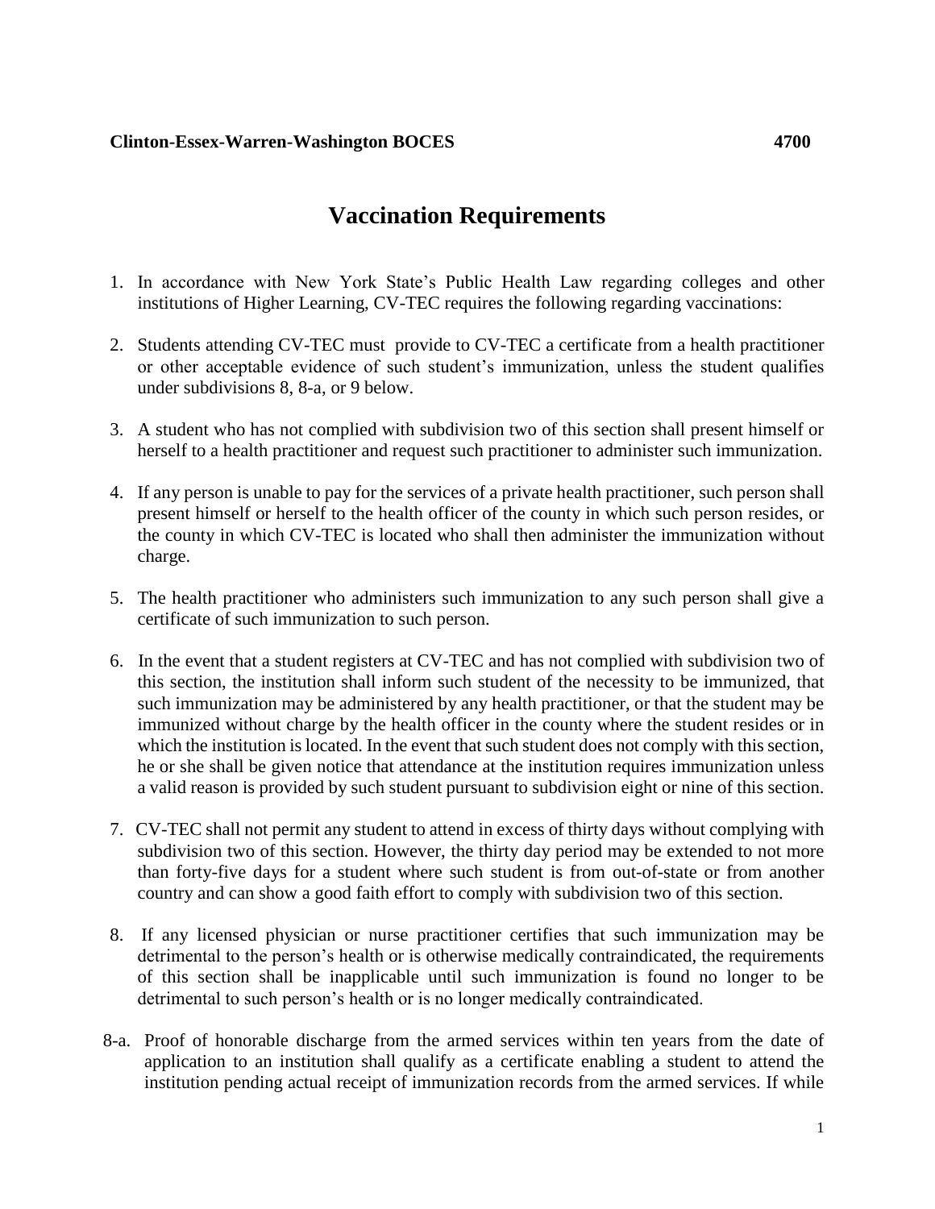**Clinton-Essex-Warren-Washington BOCES** **4700**

# Vaccination Requirements

1. In accordance with New York State's Public Health Law regarding colleges and other institutions of Higher Learning, CV-TEC requires the following regarding vaccinations:

2. Students attending CV-TEC must provide to CV-TEC a certificate from a health practitioner or other acceptable evidence of such student's immunization, unless the student qualifies under subdivisions 8, 8-a, or 9 below.

3. A student who has not complied with subdivision two of this section shall present himself or herself to a health practitioner and request such practitioner to administer such immunization.

4. If any person is unable to pay for the services of a private health practitioner, such person shall present himself or herself to the health officer of the county in which such person resides, or the county in which CV-TEC is located who shall then administer the immunization without charge.

5. The health practitioner who administers such immunization to any such person shall give a certificate of such immunization to such person.

6. In the event that a student registers at CV-TEC and has not complied with subdivision two of this section, the institution shall inform such student of the necessity to be immunized, that such immunization may be administered by any health practitioner, or that the student may be immunized without charge by the health officer in the county where the student resides or in which the institution is located. In the event that such student does not comply with this section, he or she shall be given notice that attendance at the institution requires immunization unless a valid reason is provided by such student pursuant to subdivision eight or nine of this section.

7. CV-TEC shall not permit any student to attend in excess of thirty days without complying with subdivision two of this section. However, the thirty day period may be extended to not more than forty-five days for a student where such student is from out-of-state or from another country and can show a good faith effort to comply with subdivision two of this section.

8. If any licensed physician or nurse practitioner certifies that such immunization may be detrimental to the person's health or is otherwise medically contraindicated, the requirements of this section shall be inapplicable until such immunization is found no longer to be detrimental to such person's health or is no longer medically contraindicated.

8-a. Proof of honorable discharge from the armed services within ten years from the date of application to an institution shall qualify as a certificate enabling a student to attend the institution pending actual receipt of immunization records from the armed services. If while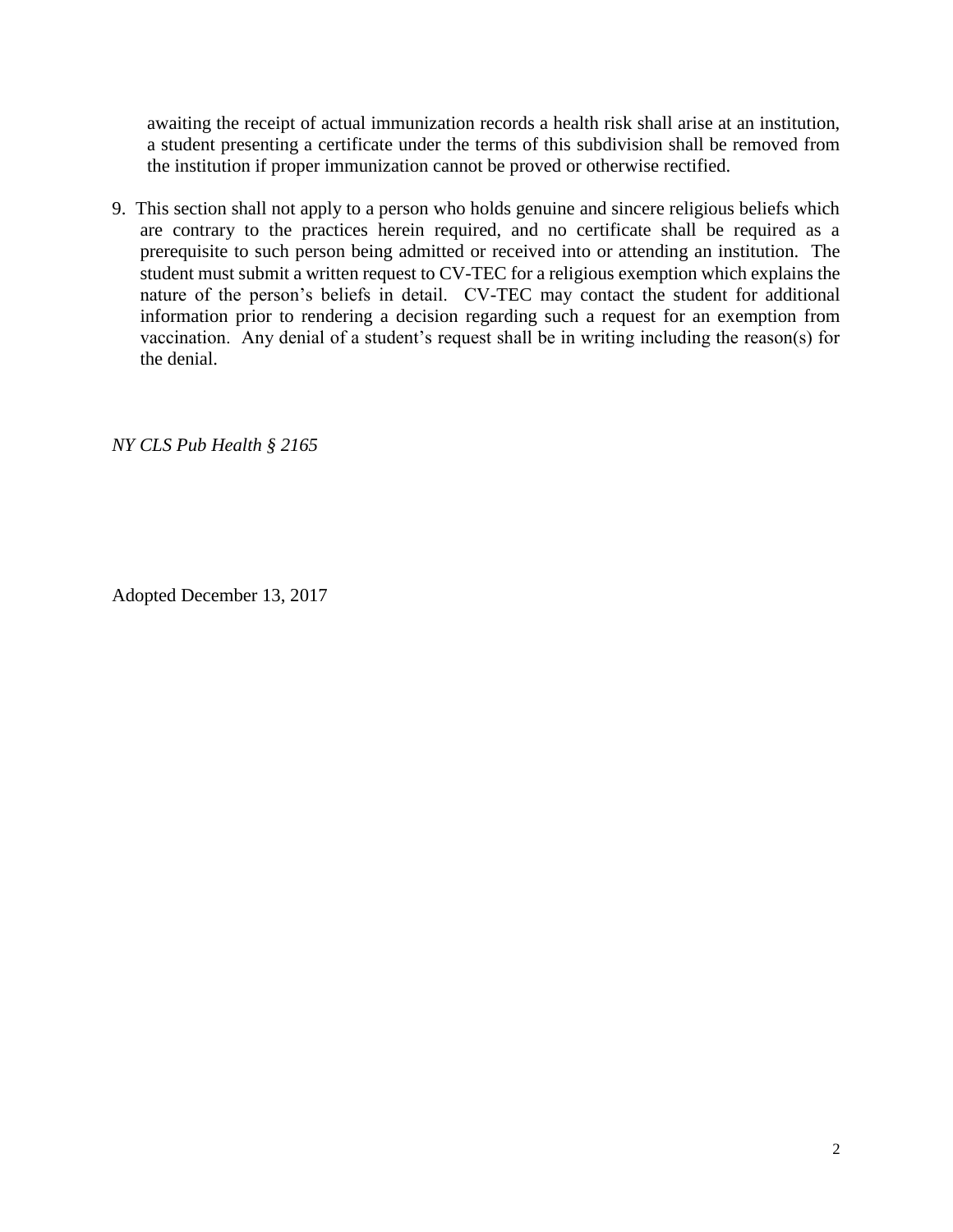awaiting the receipt of actual immunization records a health risk shall arise at an institution, a student presenting a certificate under the terms of this subdivision shall be removed from the institution if proper immunization cannot be proved or otherwise rectified.

9. This section shall not apply to a person who holds genuine and sincere religious beliefs which are contrary to the practices herein required, and no certificate shall be required as a prerequisite to such person being admitted or received into or attending an institution. The student must submit a written request to CV-TEC for a religious exemption which explains the nature of the person's beliefs in detail. CV-TEC may contact the student for additional information prior to rendering a decision regarding such a request for an exemption from vaccination. Any denial of a student's request shall be in writing including the reason(s) for the denial.

*NY CLS Pub Health § 2165*

Adopted December 13, 2017